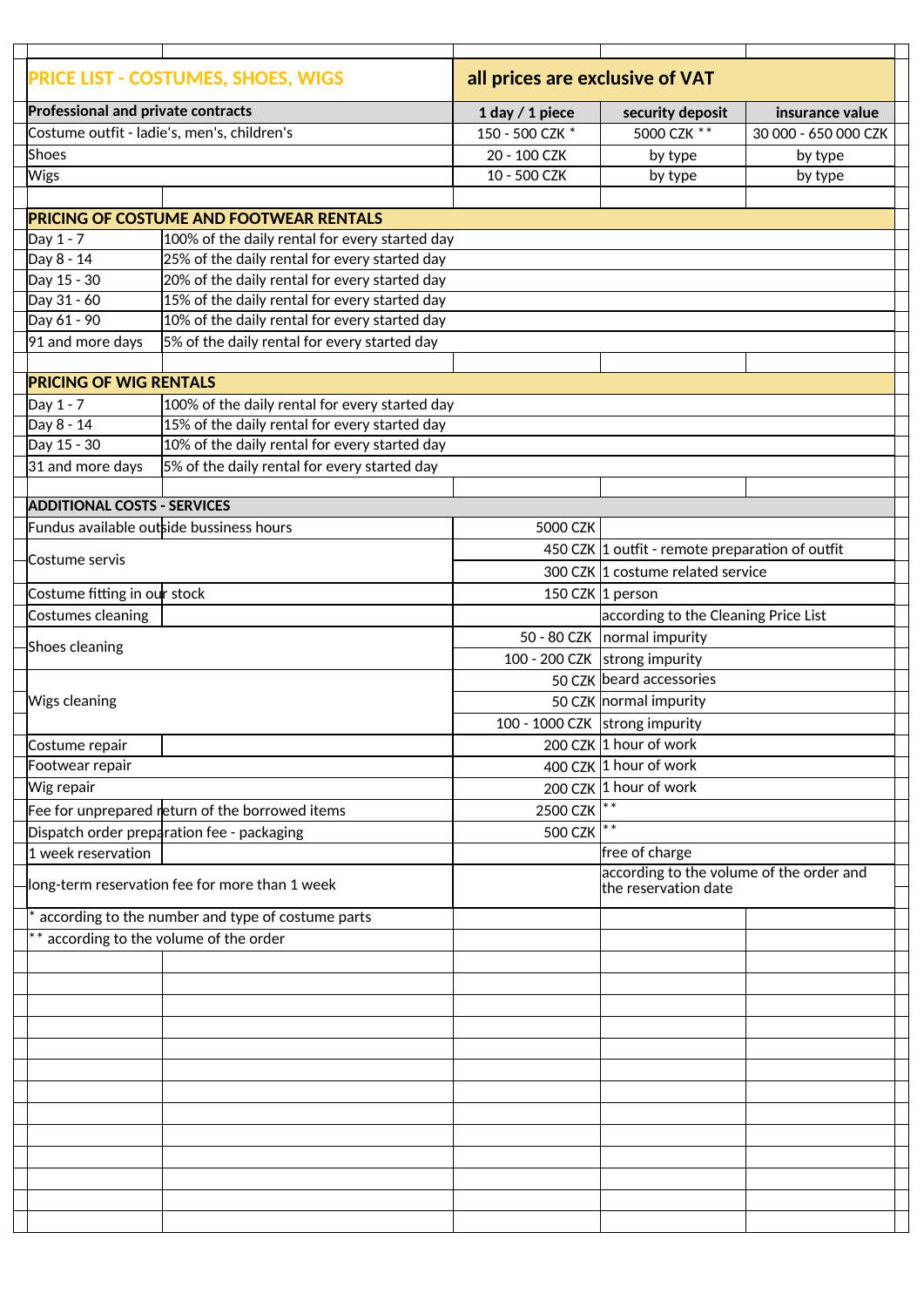## PRICE LIST - COSTUMES, SHOES, WIGS

**all prices are exclusive of VAT**

| Professional and private contracts | 1 day / 1 piece | security deposit | insurance value |
|---|---|---|---|
| Costume outfit - ladie's, men's, children's | 150 - 500 CZK * | 5000 CZK ** | 30 000 - 650 000 CZK |
| Shoes | 20 - 100 CZK | by type | by type |
| Wigs | 10 - 500 CZK | by type | by type |

### PRICING OF COSTUME AND FOOTWEAR RENTALS

| | |
|---|---|
| Day 1 - 7 | 100% of the daily rental for every started day |
| Day 8 - 14 | 25% of the daily rental for every started day |
| Day 15 - 30 | 20% of the daily rental for every started day |
| Day 31 - 60 | 15% of the daily rental for every started day |
| Day 61 - 90 | 10% of the daily rental for every started day |
| 91 and more days | 5% of the daily rental for every started day |

### PRICING OF WIG RENTALS

| | |
|---|---|
| Day 1 - 7 | 100% of the daily rental for every started day |
| Day 8 - 14 | 15% of the daily rental for every started day |
| Day 15 - 30 | 10% of the daily rental for every started day |
| 31 and more days | 5% of the daily rental for every started day |

### ADDITIONAL COSTS - SERVICES

| | | |
|---|---|---|
| Fundus available outside bussiness hours | 5000 CZK | |
| Costume servis | 450 CZK | 1 outfit - remote preparation of outfit |
| | 300 CZK | 1 costume related service |
| Costume fitting in our stock | 150 CZK | 1 person |
| Costumes cleaning | | according to the Cleaning Price List |
| Shoes cleaning | 50 - 80 CZK | normal impurity |
| | 100 - 200 CZK | strong impurity |
| Wigs cleaning | 50 CZK | beard accessories |
| | 50 CZK | normal impurity |
| | 100 - 1000 CZK | strong impurity |
| Costume repair | 200 CZK | 1 hour of work |
| Footwear repair | 400 CZK | 1 hour of work |
| Wig repair | 200 CZK | 1 hour of work |
| Fee for unprepared return of the borrowed items | 2500 CZK | ** |
| Dispatch order preparation fee - packaging | 500 CZK | ** |
| 1 week reservation | | free of charge |
| long-term reservation fee for more than 1 week | | according to the volume of the order and the reservation date |

\* according to the number and type of costume parts

** according to the volume of the order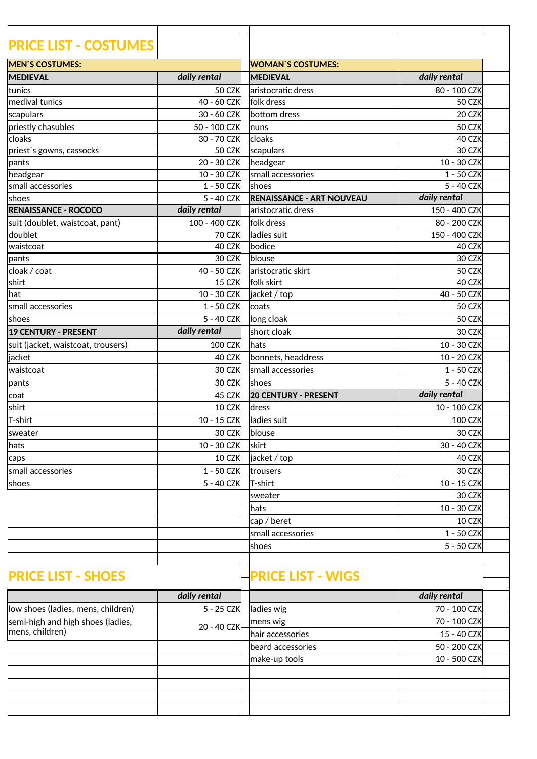# PRICE LIST - COSTUMES

## MEN´S COSTUMES:

| MEDIEVAL | daily rental |
|---|---|
| tunics | 50 CZK |
| medival tunics | 40 - 60 CZK |
| scapulars | 30 - 60 CZK |
| priestly chasubles | 50 - 100 CZK |
| cloaks | 30 - 70 CZK |
| priest´s gowns, cassocks | 50 CZK |
| pants | 20 - 30 CZK |
| headgear | 10 - 30 CZK |
| small accessories | 1 - 50 CZK |
| shoes | 5 - 40 CZK |

| RENAISSANCE - ROCOCO | daily rental |
|---|---|
| suit (doublet, waistcoat, pant) | 100 - 400 CZK |
| doublet | 70 CZK |
| waistcoat | 40 CZK |
| pants | 30 CZK |
| cloak / coat | 40 - 50 CZK |
| shirt | 15 CZK |
| hat | 10 - 30 CZK |
| small accessories | 1 - 50 CZK |
| shoes | 5 - 40 CZK |

| 19 CENTURY - PRESENT | daily rental |
|---|---|
| suit (jacket, waistcoat, trousers) | 100 CZK |
| jacket | 40 CZK |
| waistcoat | 30 CZK |
| pants | 30 CZK |
| coat | 45 CZK |
| shirt | 10 CZK |
| T-shirt | 10 - 15 CZK |
| sweater | 30 CZK |
| hats | 10 - 30 CZK |
| caps | 10 CZK |
| small accessories | 1 - 50 CZK |
| shoes | 5 - 40 CZK |

## WOMAN´S COSTUMES:

| MEDIEVAL | daily rental |
|---|---|
| aristocratic dress | 80 - 100 CZK |
| folk dress | 50 CZK |
| bottom dress | 20 CZK |
| nuns | 50 CZK |
| cloaks | 40 CZK |
| scapulars | 30 CZK |
| headgear | 10 - 30 CZK |
| small accessories | 1 - 50 CZK |
| shoes | 5 - 40 CZK |

| RENAISSANCE - ART NOUVEAU | daily rental |
|---|---|
| aristocratic dress | 150 - 400 CZK |
| folk dress | 80 - 200 CZK |
| ladies suit | 150 - 400 CZK |
| bodice | 40 CZK |
| blouse | 30 CZK |
| aristocratic skirt | 50 CZK |
| folk skirt | 40 CZK |
| jacket / top | 40 - 50 CZK |
| coats | 50 CZK |
| long cloak | 50 CZK |
| short cloak | 30 CZK |
| hats | 10 - 30 CZK |
| bonnets, headdress | 10 - 20 CZK |
| small accessories | 1 - 50 CZK |
| shoes | 5 - 40 CZK |

| 20 CENTURY - PRESENT | daily rental |
|---|---|
| dress | 10 - 100 CZK |
| ladies suit | 100 CZK |
| blouse | 30 CZK |
| skirt | 30 - 40 CZK |
| jacket / top | 40 CZK |
| trousers | 30 CZK |
| T-shirt | 10 - 15 CZK |
| sweater | 30 CZK |
| hats | 10 - 30 CZK |
| cap / beret | 10 CZK |
| small accessories | 1 - 50 CZK |
| shoes | 5 - 50 CZK |

# PRICE LIST - SHOES

| | daily rental |
|---|---|
| low shoes (ladies, mens, children) | 5 - 25 CZK |
| semi-high and high shoes (ladies, mens, children) | 20 - 40 CZK |

# PRICE LIST - WIGS

| | daily rental |
|---|---|
| ladies wig | 70 - 100 CZK |
| mens wig | 70 - 100 CZK |
| hair accessories | 15 - 40 CZK |
| beard accessories | 50 - 200 CZK |
| make-up tools | 10 - 500 CZK |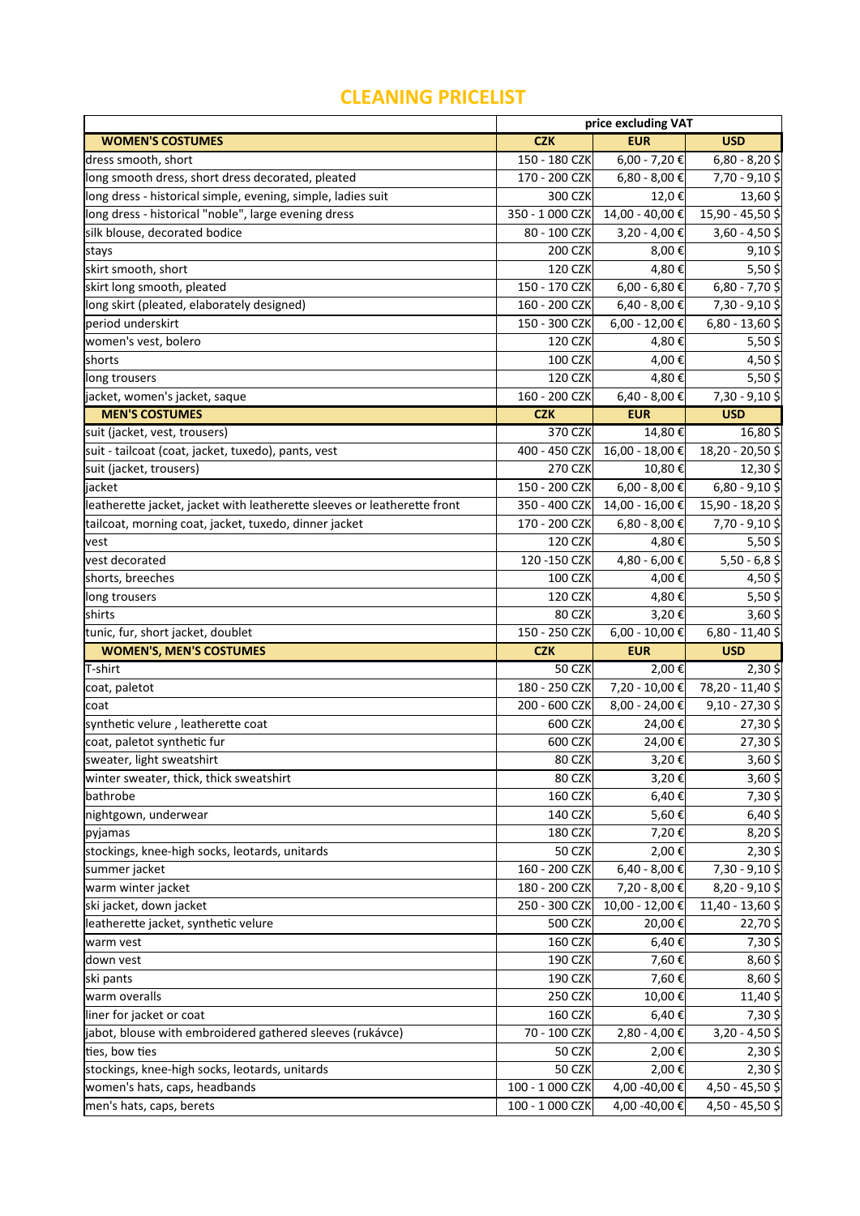# CLEANING PRICELIST

| | price excluding VAT | | |
|---|---|---|---|
| **WOMEN'S COSTUMES** | **CZK** | **EUR** | **USD** |
| dress smooth, short | 150 - 180 CZK | 6,00 - 7,20 € | 6,80 - 8,20 $ |
| long smooth dress, short dress decorated, pleated | 170 - 200 CZK | 6,80 - 8,00 € | 7,70 - 9,10 $ |
| long dress - historical simple, evening, simple, ladies suit | 300 CZK | 12,0 € | 13,60 $ |
| long dress - historical "noble", large evening dress | 350 - 1 000 CZK | 14,00 - 40,00 € | 15,90 - 45,50 $ |
| silk blouse, decorated bodice | 80 - 100 CZK | 3,20 - 4,00 € | 3,60 - 4,50 $ |
| stays | 200 CZK | 8,00 € | 9,10 $ |
| skirt smooth, short | 120 CZK | 4,80 € | 5,50 $ |
| skirt long smooth, pleated | 150 - 170 CZK | 6,00 - 6,80 € | 6,80 - 7,70 $ |
| long skirt (pleated, elaborately designed) | 160 - 200 CZK | 6,40 - 8,00 € | 7,30 - 9,10 $ |
| period underskirt | 150 - 300 CZK | 6,00 - 12,00 € | 6,80 - 13,60 $ |
| women's vest, bolero | 120 CZK | 4,80 € | 5,50 $ |
| shorts | 100 CZK | 4,00 € | 4,50 $ |
| long trousers | 120 CZK | 4,80 € | 5,50 $ |
| jacket, women's jacket, saque | 160 - 200 CZK | 6,40 - 8,00 € | 7,30 - 9,10 $ |
| **MEN'S COSTUMES** | **CZK** | **EUR** | **USD** |
| suit (jacket, vest, trousers) | 370 CZK | 14,80 € | 16,80 $ |
| suit - tailcoat (coat, jacket, tuxedo), pants, vest | 400 - 450 CZK | 16,00 - 18,00 € | 18,20 - 20,50 $ |
| suit (jacket, trousers) | 270 CZK | 10,80 € | 12,30 $ |
| jacket | 150 - 200 CZK | 6,00 - 8,00 € | 6,80 - 9,10 $ |
| leatherette jacket, jacket with leatherette sleeves or leatherette front | 350 - 400 CZK | 14,00 - 16,00 € | 15,90 - 18,20 $ |
| tailcoat, morning coat, jacket, tuxedo, dinner jacket | 170 - 200 CZK | 6,80 - 8,00 € | 7,70 - 9,10 $ |
| vest | 120 CZK | 4,80 € | 5,50 $ |
| vest decorated | 120 -150 CZK | 4,80 - 6,00 € | 5,50 - 6,8 $ |
| shorts, breeches | 100 CZK | 4,00 € | 4,50 $ |
| long trousers | 120 CZK | 4,80 € | 5,50 $ |
| shirts | 80 CZK | 3,20 € | 3,60 $ |
| tunic, fur, short jacket, doublet | 150 - 250 CZK | 6,00 - 10,00 € | 6,80 - 11,40 $ |
| **WOMEN'S, MEN'S COSTUMES** | **CZK** | **EUR** | **USD** |
| T-shirt | 50 CZK | 2,00 € | 2,30 $ |
| coat, paletot | 180 - 250 CZK | 7,20 - 10,00 € | 78,20 - 11,40 $ |
| coat | 200 - 600 CZK | 8,00 - 24,00 € | 9,10 - 27,30 $ |
| synthetic velure , leatherette coat | 600 CZK | 24,00 € | 27,30 $ |
| coat, paletot synthetic fur | 600 CZK | 24,00 € | 27,30 $ |
| sweater, light sweatshirt | 80 CZK | 3,20 € | 3,60 $ |
| winter sweater, thick, thick sweatshirt | 80 CZK | 3,20 € | 3,60 $ |
| bathrobe | 160 CZK | 6,40 € | 7,30 $ |
| nightgown, underwear | 140 CZK | 5,60 € | 6,40 $ |
| pyjamas | 180 CZK | 7,20 € | 8,20 $ |
| stockings, knee-high socks, leotards, unitards | 50 CZK | 2,00 € | 2,30 $ |
| summer jacket | 160 - 200 CZK | 6,40 - 8,00 € | 7,30 - 9,10 $ |
| warm winter jacket | 180 - 200 CZK | 7,20 - 8,00 € | 8,20 - 9,10 $ |
| ski jacket, down jacket | 250 - 300 CZK | 10,00 - 12,00 € | 11,40 - 13,60 $ |
| leatherette jacket, synthetic velure | 500 CZK | 20,00 € | 22,70 $ |
| warm vest | 160 CZK | 6,40 € | 7,30 $ |
| down vest | 190 CZK | 7,60 € | 8,60 $ |
| ski pants | 190 CZK | 7,60 € | 8,60 $ |
| warm overalls | 250 CZK | 10,00 € | 11,40 $ |
| liner for jacket or coat | 160 CZK | 6,40 € | 7,30 $ |
| jabot, blouse with embroidered gathered sleeves (rukávce) | 70 - 100 CZK | 2,80 - 4,00 € | 3,20 - 4,50 $ |
| ties, bow ties | 50 CZK | 2,00 € | 2,30 $ |
| stockings, knee-high socks, leotards, unitards | 50 CZK | 2,00 € | 2,30 $ |
| women's hats, caps, headbands | 100 - 1 000 CZK | 4,00 -40,00 € | 4,50 - 45,50 $ |
| men's hats, caps, berets | 100 - 1 000 CZK | 4,00 -40,00 € | 4,50 - 45,50 $ |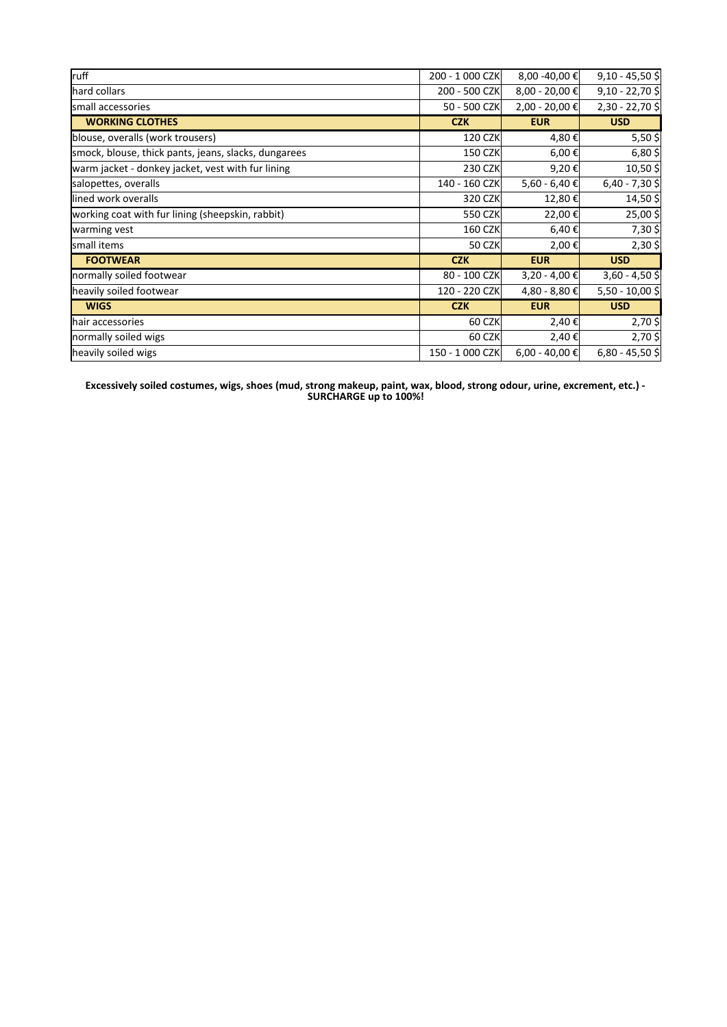| ruff | 200 - 1 000 CZK | 8,00 -40,00 € | 9,10 - 45,50 $ |
|---|---|---|---|
| hard collars | 200 - 500 CZK | 8,00 - 20,00 € | 9,10 - 22,70 $ |
| small accessories | 50 - 500 CZK | 2,00 - 20,00 € | 2,30 - 22,70 $ |
| **WORKING CLOTHES** | **CZK** | **EUR** | **USD** |
| blouse, overalls (work trousers) | 120 CZK | 4,80 € | 5,50 $ |
| smock, blouse, thick pants, jeans, slacks, dungarees | 150 CZK | 6,00 € | 6,80 $ |
| warm jacket - donkey jacket, vest with fur lining | 230 CZK | 9,20 € | 10,50 $ |
| salopettes, overalls | 140 - 160 CZK | 5,60 - 6,40 € | 6,40 - 7,30 $ |
| lined work overalls | 320 CZK | 12,80 € | 14,50 $ |
| working coat with fur lining (sheepskin, rabbit) | 550 CZK | 22,00 € | 25,00 $ |
| warming vest | 160 CZK | 6,40 € | 7,30 $ |
| small items | 50 CZK | 2,00 € | 2,30 $ |
| **FOOTWEAR** | **CZK** | **EUR** | **USD** |
| normally soiled footwear | 80 - 100 CZK | 3,20 - 4,00 € | 3,60 - 4,50 $ |
| heavily soiled footwear | 120 - 220 CZK | 4,80 - 8,80 € | 5,50 - 10,00 $ |
| **WIGS** | **CZK** | **EUR** | **USD** |
| hair accessories | 60 CZK | 2,40 € | 2,70 $ |
| normally soiled wigs | 60 CZK | 2,40 € | 2,70 $ |
| heavily soiled wigs | 150 - 1 000 CZK | 6,00 - 40,00 € | 6,80 - 45,50 $ |

**Excessively soiled costumes, wigs, shoes (mud, strong makeup, paint, wax, blood, strong odour, urine, excrement, etc.) - SURCHARGE up to 100%!**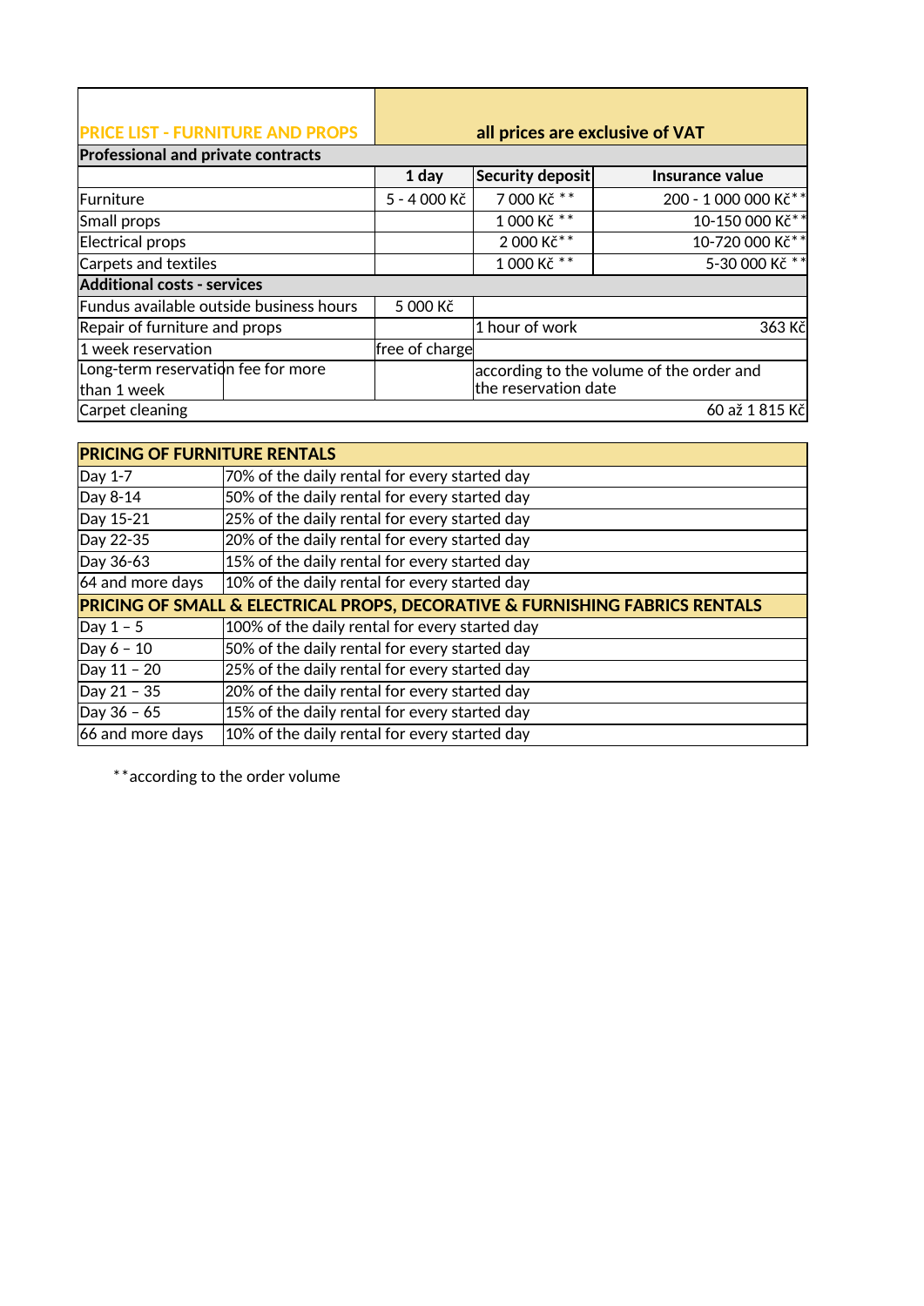| PRICE LIST - FURNITURE AND PROPS | all prices are exclusive of VAT | | |
|---|---|---|---|
| **Professional and private contracts** | | | |
| | **1 day** | **Security deposit** | **Insurance value** |
| Furniture | 5 - 4 000 Kč | 7 000 Kč ** | 200 - 1 000 000 Kč** |
| Small props | | 1 000 Kč ** | 10-150 000 Kč** |
| Electrical props | | 2 000 Kč** | 10-720 000 Kč** |
| Carpets and textiles | | 1 000 Kč ** | 5-30 000 Kč ** |
| **Additional costs - services** | | | |
| Fundus available outside business hours | 5 000 Kč | | |
| Repair of furniture and props | | 1 hour of work | 363 Kč |
| 1 week reservation | free of charge | | |
| Long-term reservation fee for more than 1 week | | according to the volume of the order and the reservation date | |
| Carpet cleaning | | | 60 až 1 815 Kč |

| **PRICING OF FURNITURE RENTALS** | |
|---|---|
| Day 1-7 | 70% of the daily rental for every started day |
| Day 8-14 | 50% of the daily rental for every started day |
| Day 15-21 | 25% of the daily rental for every started day |
| Day 22-35 | 20% of the daily rental for every started day |
| Day 36-63 | 15% of the daily rental for every started day |
| 64 and more days | 10% of the daily rental for every started day |
| **PRICING OF SMALL & ELECTRICAL PROPS, DECORATIVE & FURNISHING FABRICS RENTALS** | |
| Day 1 – 5 | 100% of the daily rental for every started day |
| Day 6 – 10 | 50% of the daily rental for every started day |
| Day 11 – 20 | 25% of the daily rental for every started day |
| Day 21 – 35 | 20% of the daily rental for every started day |
| Day 36 – 65 | 15% of the daily rental for every started day |
| 66 and more days | 10% of the daily rental for every started day |

**according to the order volume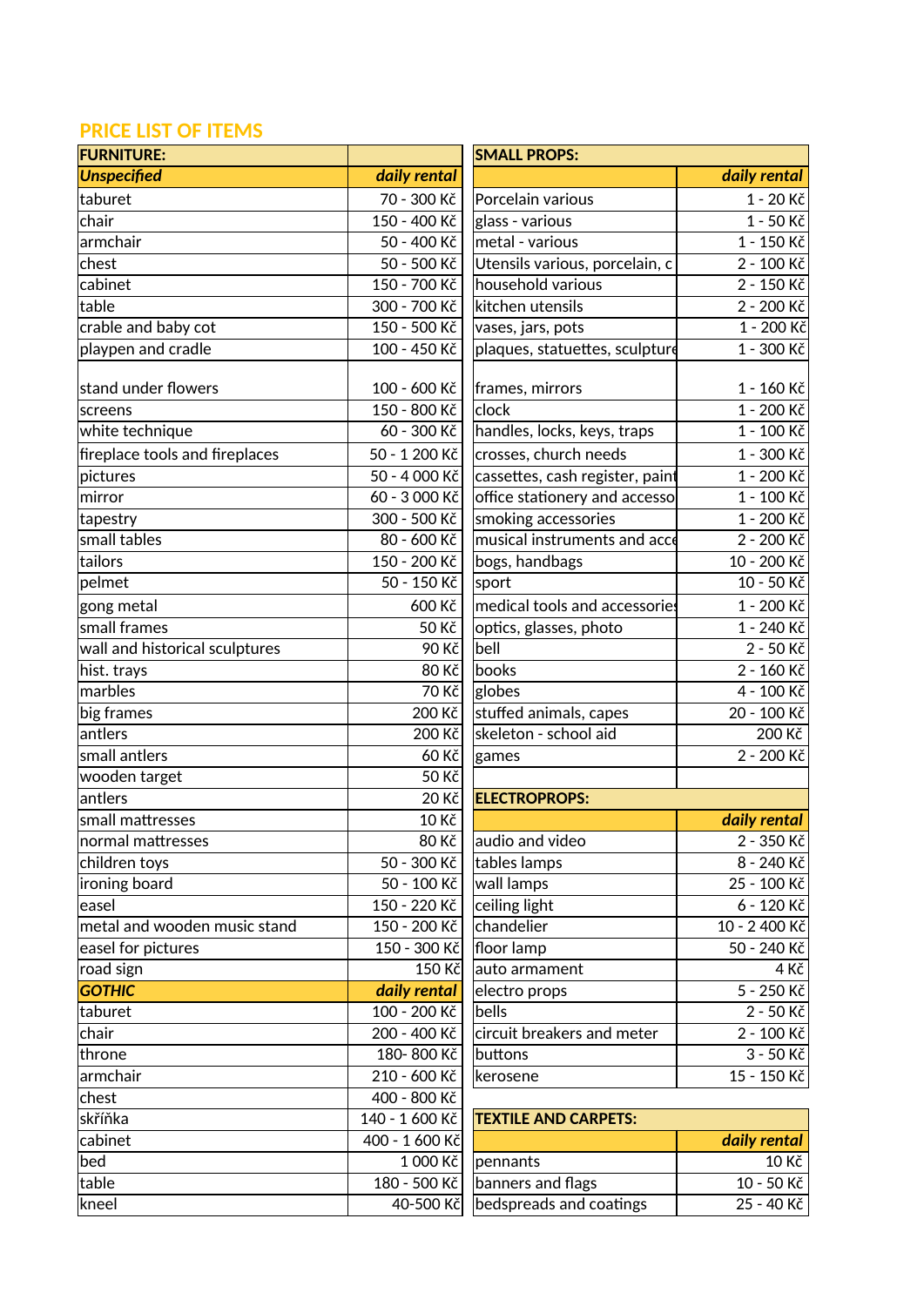## PRICE LIST OF ITEMS

| FURNITURE: | |
|---|---|
| ***Unspecified*** | ***daily rental*** |
| taburet | 70 - 300 Kč |
| chair | 150 - 400 Kč |
| armchair | 50 - 400 Kč |
| chest | 50 - 500 Kč |
| cabinet | 150 - 700 Kč |
| table | 300 - 700 Kč |
| crable and baby cot | 150 - 500 Kč |
| playpen and cradle | 100 - 450 Kč |
| stand under flowers | 100 - 600 Kč |
| screens | 150 - 800 Kč |
| white technique | 60 - 300 Kč |
| fireplace tools and fireplaces | 50 - 1 200 Kč |
| pictures | 50 - 4 000 Kč |
| mirror | 60 - 3 000 Kč |
| tapestry | 300 - 500 Kč |
| small tables | 80 - 600 Kč |
| tailors | 150 - 200 Kč |
| pelmet | 50 - 150 Kč |
| gong metal | 600 Kč |
| small frames | 50 Kč |
| wall and historical sculptures | 90 Kč |
| hist. trays | 80 Kč |
| marbles | 70 Kč |
| big frames | 200 Kč |
| antlers | 200 Kč |
| small antlers | 60 Kč |
| wooden target | 50 Kč |
| antlers | 20 Kč |
| small mattresses | 10 Kč |
| normal mattresses | 80 Kč |
| children toys | 50 - 300 Kč |
| ironing board | 50 - 100 Kč |
| easel | 150 - 220 Kč |
| metal and wooden music stand | 150 - 200 Kč |
| easel for pictures | 150 - 300 Kč |
| road sign | 150 Kč |
| ***GOTHIC*** | ***daily rental*** |
| taburet | 100 - 200 Kč |
| chair | 200 - 400 Kč |
| throne | 180- 800 Kč |
| armchair | 210 - 600 Kč |
| chest | 400 - 800 Kč |
| skříňka | 140 - 1 600 Kč |
| cabinet | 400 - 1 600 Kč |
| bed | 1 000 Kč |
| table | 180 - 500 Kč |
| kneel | 40-500 Kč |

| SMALL PROPS: | |
|---|---|
| | ***daily rental*** |
| Porcelain various | 1 - 20 Kč |
| glass - various | 1 - 50 Kč |
| metal - various | 1 - 150 Kč |
| Utensils various, porcelain, c | 2 - 100 Kč |
| household various | 2 - 150 Kč |
| kitchen utensils | 2 - 200 Kč |
| vases, jars, pots | 1 - 200 Kč |
| plaques, statuettes, sculpture | 1 - 300 Kč |
| frames, mirrors | 1 - 160 Kč |
| clock | 1 - 200 Kč |
| handles, locks, keys, traps | 1 - 100 Kč |
| crosses, church needs | 1 - 300 Kč |
| cassettes, cash register, paint | 1 - 200 Kč |
| office stationery and accesso | 1 - 100 Kč |
| smoking accessories | 1 - 200 Kč |
| musical instruments and acce | 2 - 200 Kč |
| bogs, handbags | 10 - 200 Kč |
| sport | 10 - 50 Kč |
| medical tools and accessories | 1 - 200 Kč |
| optics, glasses, photo | 1 - 240 Kč |
| bell | 2 - 50 Kč |
| books | 2 - 160 Kč |
| globes | 4 - 100 Kč |
| stuffed animals, capes | 20 - 100 Kč |
| skeleton - school aid | 200 Kč |
| games | 2 - 200 Kč |

| ELECTROPROPS: | |
|---|---|
| | ***daily rental*** |
| audio and video | 2 - 350 Kč |
| tables lamps | 8 - 240 Kč |
| wall lamps | 25 - 100 Kč |
| ceiling light | 6 - 120 Kč |
| chandelier | 10 - 2 400 Kč |
| floor lamp | 50 - 240 Kč |
| auto armament | 4 Kč |
| electro props | 5 - 250 Kč |
| bells | 2 - 50 Kč |
| circuit breakers and meter | 2 - 100 Kč |
| buttons | 3 - 50 Kč |
| kerosene | 15 - 150 Kč |

| TEXTILE AND CARPETS: | |
|---|---|
| | ***daily rental*** |
| pennants | 10 Kč |
| banners and flags | 10 - 50 Kč |
| bedspreads and coatings | 25 - 40 Kč |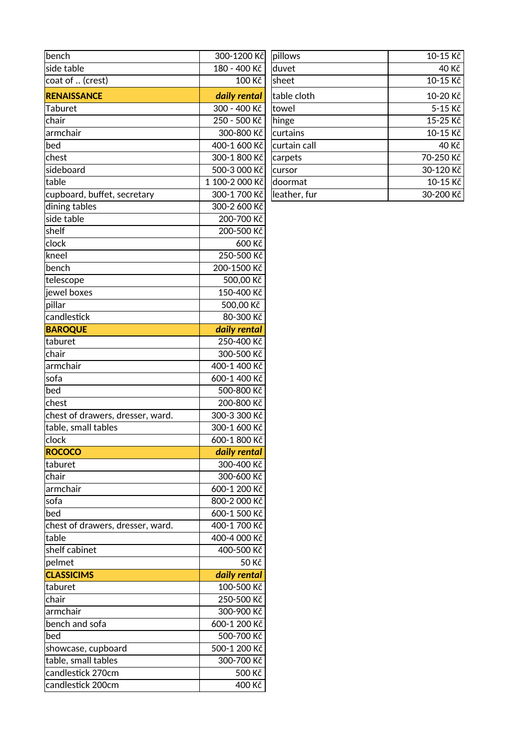| | |
|---|---|
| bench | 300-1200 Kč |
| side table | 180 - 400 Kč |
| coat of .. (crest) | 100 Kč |
| **RENAISSANCE** | ***daily rental*** |
| Taburet | 300 - 400 Kč |
| chair | 250 - 500 Kč |
| armchair | 300-800 Kč |
| bed | 400-1 600 Kč |
| chest | 300-1 800 Kč |
| sideboard | 500-3 000 Kč |
| table | 1 100-2 000 Kč |
| cupboard, buffet, secretary | 300-1 700 Kč |
| dining tables | 300-2 600 Kč |
| side table | 200-700 Kč |
| shelf | 200-500 Kč |
| clock | 600 Kč |
| kneel | 250-500 Kč |
| bench | 200-1500 Kč |
| telescope | 500,00 Kč |
| jewel boxes | 150-400 Kč |
| pillar | 500,00 Kč |
| candlestick | 80-300 Kč |
| **BAROQUE** | ***daily rental*** |
| taburet | 250-400 Kč |
| chair | 300-500 Kč |
| armchair | 400-1 400 Kč |
| sofa | 600-1 400 Kč |
| bed | 500-800 Kč |
| chest | 200-800 Kč |
| chest of drawers, dresser, ward. | 300-3 300 Kč |
| table, small tables | 300-1 600 Kč |
| clock | 600-1 800 Kč |
| **ROCOCO** | ***daily rental*** |
| taburet | 300-400 Kč |
| chair | 300-600 Kč |
| armchair | 600-1 200 Kč |
| sofa | 800-2 000 Kč |
| bed | 600-1 500 Kč |
| chest of drawers, dresser, ward. | 400-1 700 Kč |
| table | 400-4 000 Kč |
| shelf cabinet | 400-500 Kč |
| pelmet | 50 Kč |
| **CLASSICIMS** | ***daily rental*** |
| taburet | 100-500 Kč |
| chair | 250-500 Kč |
| armchair | 300-900 Kč |
| bench and sofa | 600-1 200 Kč |
| bed | 500-700 Kč |
| showcase, cupboard | 500-1 200 Kč |
| table, small tables | 300-700 Kč |
| candlestick 270cm | 500 Kč |
| candlestick 200cm | 400 Kč |

| | |
|---|---|
| pillows | 10-15 Kč |
| duvet | 40 Kč |
| sheet | 10-15 Kč |
| table cloth | 10-20 Kč |
| towel | 5-15 Kč |
| hinge | 15-25 Kč |
| curtains | 10-15 Kč |
| curtain call | 40 Kč |
| carpets | 70-250 Kč |
| cursor | 30-120 Kč |
| doormat | 10-15 Kč |
| leather, fur | 30-200 Kč |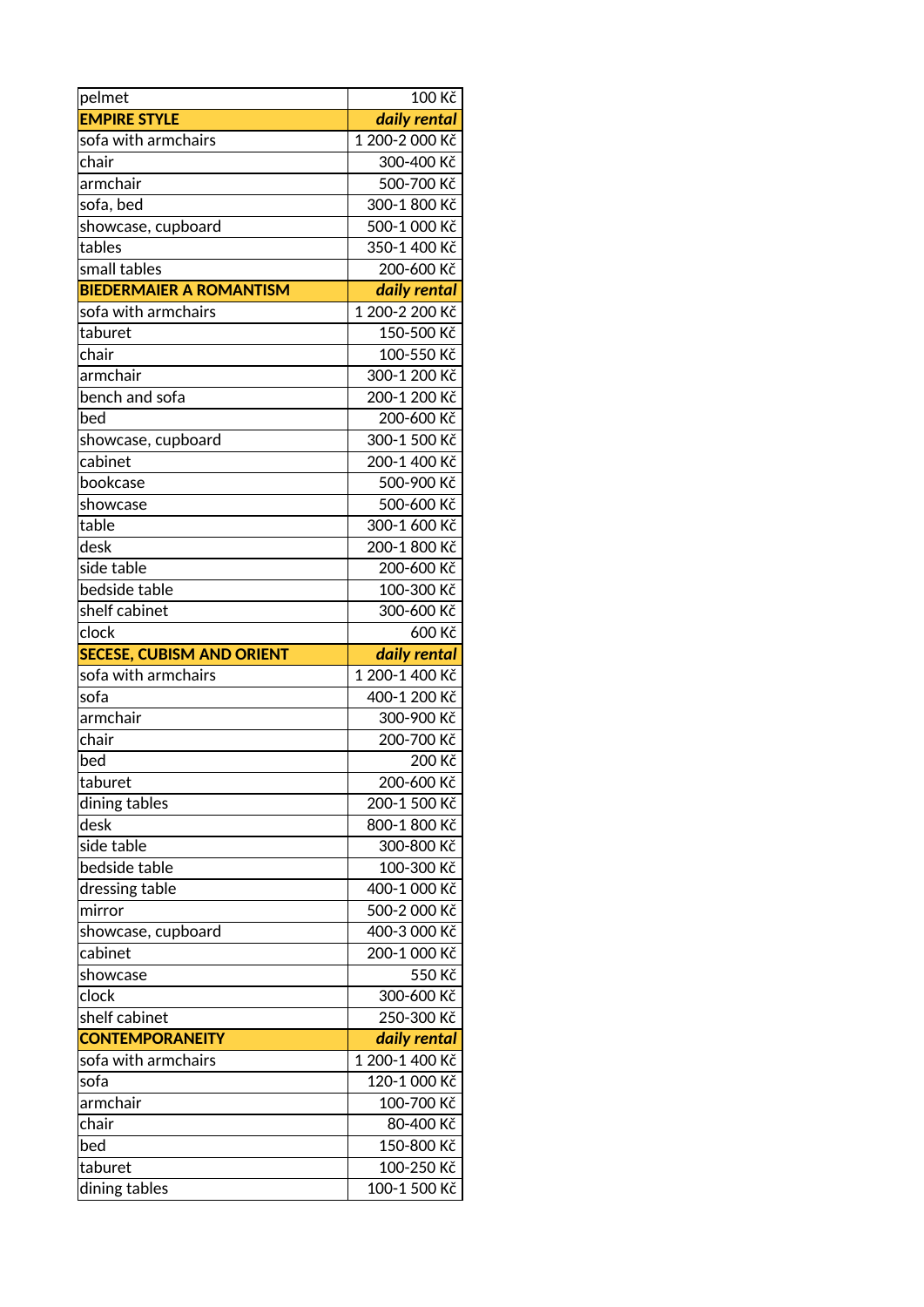| pelmet | 100 Kč |
|---|---|
| **EMPIRE STYLE** | ***daily rental*** |
| sofa with armchairs | 1 200-2 000 Kč |
| chair | 300-400 Kč |
| armchair | 500-700 Kč |
| sofa, bed | 300-1 800 Kč |
| showcase, cupboard | 500-1 000 Kč |
| tables | 350-1 400 Kč |
| small tables | 200-600 Kč |
| **BIEDERMAIER A ROMANTISM** | ***daily rental*** |
| sofa with armchairs | 1 200-2 200 Kč |
| taburet | 150-500 Kč |
| chair | 100-550 Kč |
| armchair | 300-1 200 Kč |
| bench and sofa | 200-1 200 Kč |
| bed | 200-600 Kč |
| showcase, cupboard | 300-1 500 Kč |
| cabinet | 200-1 400 Kč |
| bookcase | 500-900 Kč |
| showcase | 500-600 Kč |
| table | 300-1 600 Kč |
| desk | 200-1 800 Kč |
| side table | 200-600 Kč |
| bedside table | 100-300 Kč |
| shelf cabinet | 300-600 Kč |
| clock | 600 Kč |
| **SECESE, CUBISM AND ORIENT** | ***daily rental*** |
| sofa with armchairs | 1 200-1 400 Kč |
| sofa | 400-1 200 Kč |
| armchair | 300-900 Kč |
| chair | 200-700 Kč |
| bed | 200 Kč |
| taburet | 200-600 Kč |
| dining tables | 200-1 500 Kč |
| desk | 800-1 800 Kč |
| side table | 300-800 Kč |
| bedside table | 100-300 Kč |
| dressing table | 400-1 000 Kč |
| mirror | 500-2 000 Kč |
| showcase, cupboard | 400-3 000 Kč |
| cabinet | 200-1 000 Kč |
| showcase | 550 Kč |
| clock | 300-600 Kč |
| shelf cabinet | 250-300 Kč |
| **CONTEMPORANEITY** | ***daily rental*** |
| sofa with armchairs | 1 200-1 400 Kč |
| sofa | 120-1 000 Kč |
| armchair | 100-700 Kč |
| chair | 80-400 Kč |
| bed | 150-800 Kč |
| taburet | 100-250 Kč |
| dining tables | 100-1 500 Kč |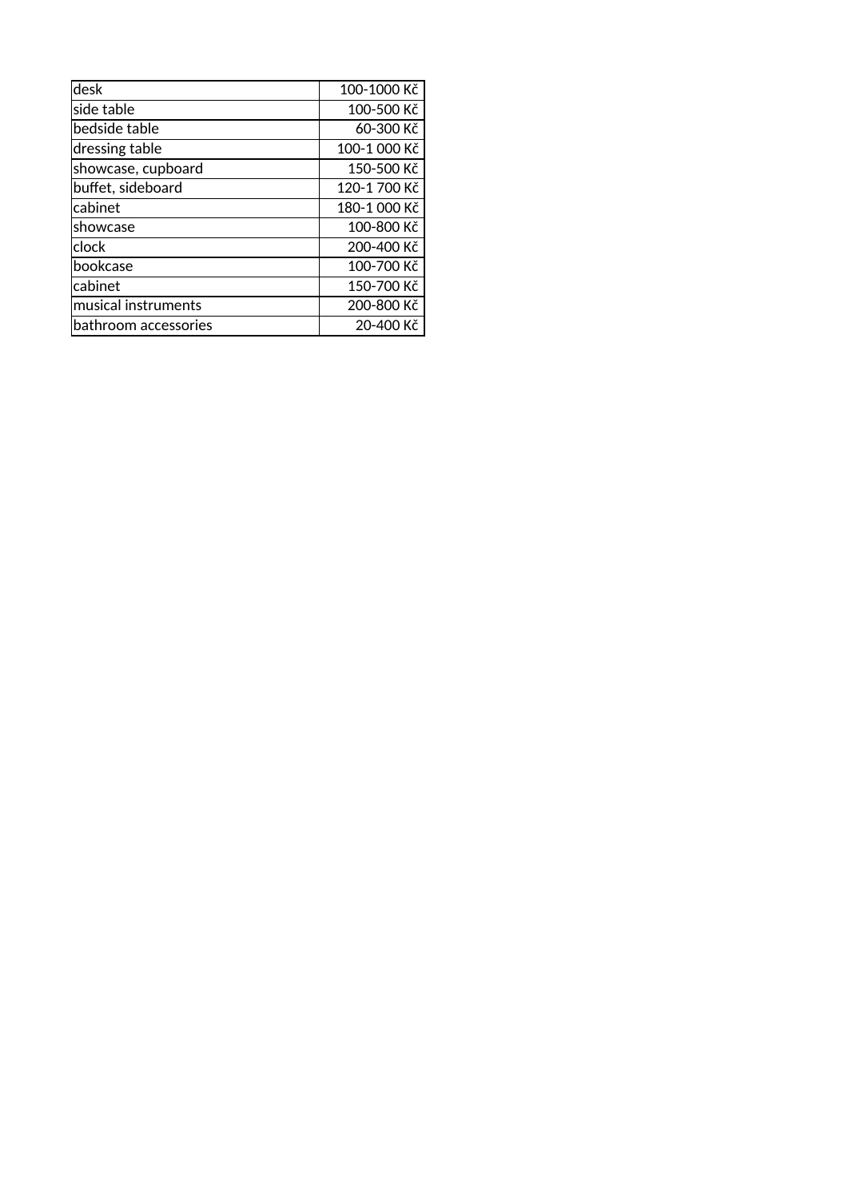| | |
|---|---|
| desk | 100-1000 Kč |
| side table | 100-500 Kč |
| bedside table | 60-300 Kč |
| dressing table | 100-1 000 Kč |
| showcase, cupboard | 150-500 Kč |
| buffet, sideboard | 120-1 700 Kč |
| cabinet | 180-1 000 Kč |
| showcase | 100-800 Kč |
| clock | 200-400 Kč |
| bookcase | 100-700 Kč |
| cabinet | 150-700 Kč |
| musical instruments | 200-800 Kč |
| bathroom accessories | 20-400 Kč |